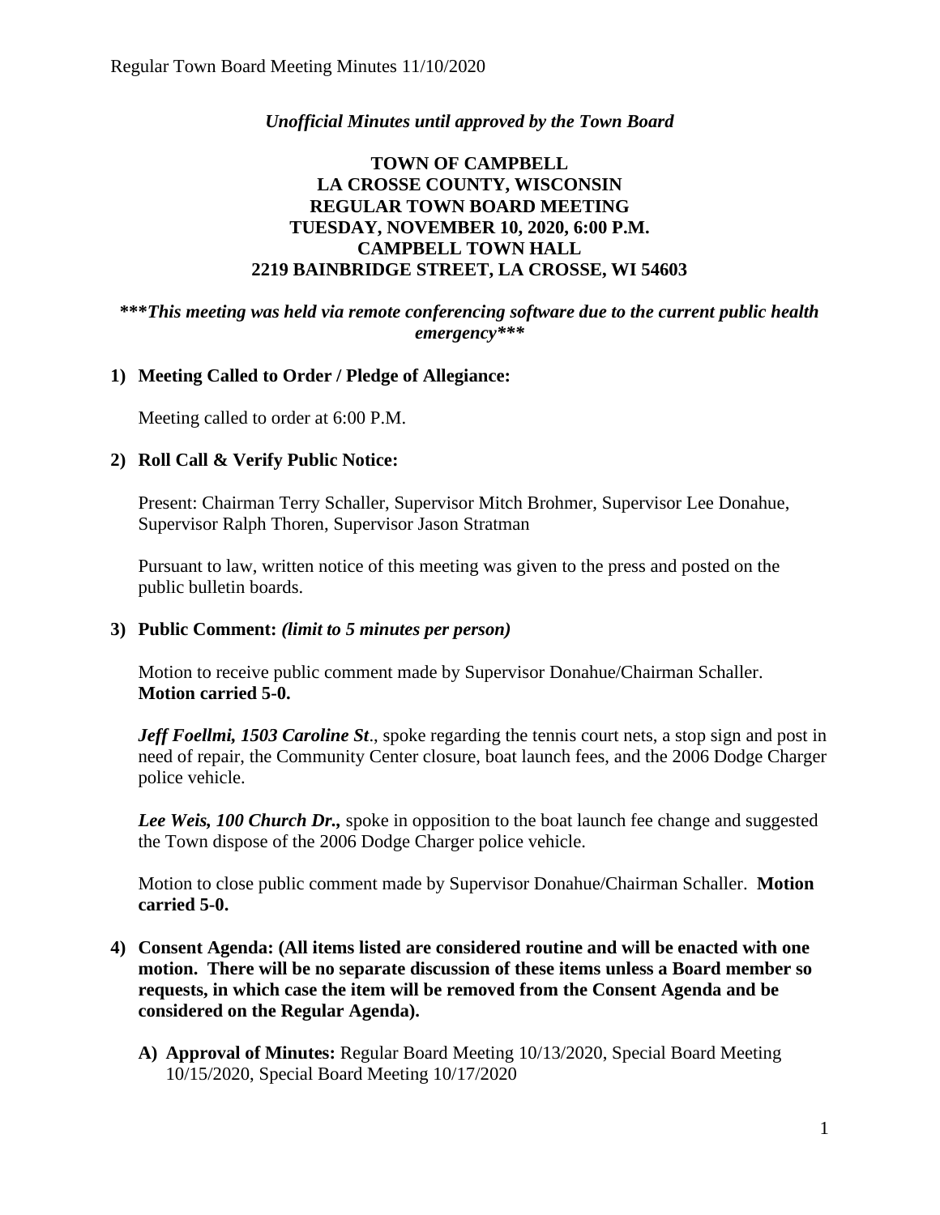*Unofficial Minutes until approved by the Town Board*

# TOWN OF CAMPBELL
# LA CROSSE COUNTY, WISCONSIN
# REGULAR TOWN BOARD MEETING
# TUESDAY, NOVEMBER 10, 2020, 6:00 P.M.
# CAMPBELL TOWN HALL
# 2219 BAINBRIDGE STREET, LA CROSSE, WI 54603

***\*\*\*This meeting was held via remote conferencing software due to the current public health emergency\*\*\****

**1) Meeting Called to Order / Pledge of Allegiance:**

Meeting called to order at 6:00 P.M.

**2) Roll Call & Verify Public Notice:**

Present: Chairman Terry Schaller, Supervisor Mitch Brohmer, Supervisor Lee Donahue, Supervisor Ralph Thoren, Supervisor Jason Stratman

Pursuant to law, written notice of this meeting was given to the press and posted on the public bulletin boards.

**3) Public Comment:** *(limit to 5 minutes per person)*

Motion to receive public comment made by Supervisor Donahue/Chairman Schaller. **Motion carried 5-0.**

***Jeff Foellmi, 1503 Caroline St***., spoke regarding the tennis court nets, a stop sign and post in need of repair, the Community Center closure, boat launch fees, and the 2006 Dodge Charger police vehicle.

***Lee Weis, 100 Church Dr.,*** spoke in opposition to the boat launch fee change and suggested the Town dispose of the 2006 Dodge Charger police vehicle.

Motion to close public comment made by Supervisor Donahue/Chairman Schaller. **Motion carried 5-0.**

**4) Consent Agenda: (All items listed are considered routine and will be enacted with one motion. There will be no separate discussion of these items unless a Board member so requests, in which case the item will be removed from the Consent Agenda and be considered on the Regular Agenda).**

**A) Approval of Minutes:** Regular Board Meeting 10/13/2020, Special Board Meeting 10/15/2020, Special Board Meeting 10/17/2020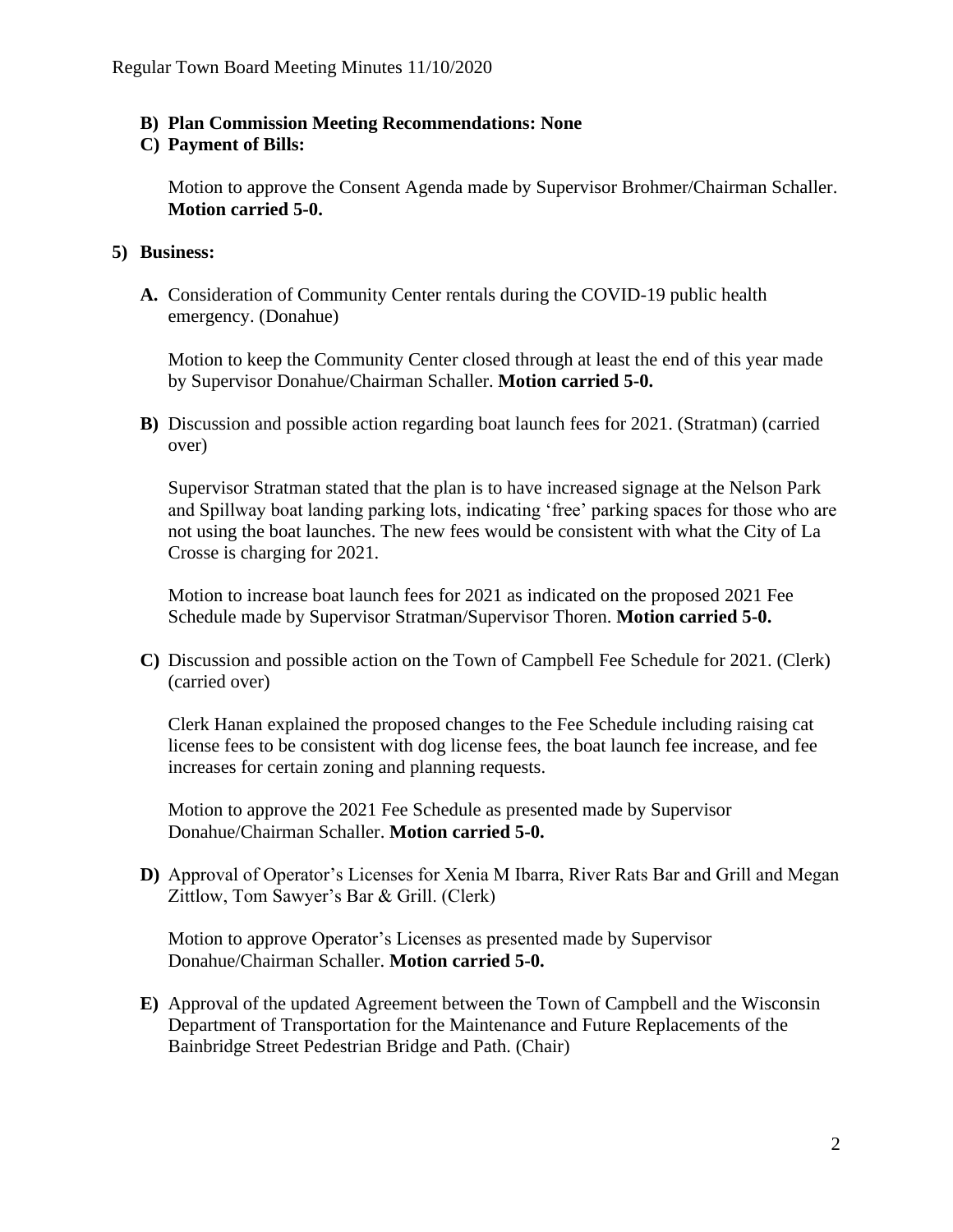**B) Plan Commission Meeting Recommendations: None**

**C) Payment of Bills:**

Motion to approve the Consent Agenda made by Supervisor Brohmer/Chairman Schaller. **Motion carried 5-0.**

**5) Business:**

**A.** Consideration of Community Center rentals during the COVID-19 public health emergency. (Donahue)

Motion to keep the Community Center closed through at least the end of this year made by Supervisor Donahue/Chairman Schaller. **Motion carried 5-0.**

**B)** Discussion and possible action regarding boat launch fees for 2021. (Stratman) (carried over)

Supervisor Stratman stated that the plan is to have increased signage at the Nelson Park and Spillway boat landing parking lots, indicating 'free' parking spaces for those who are not using the boat launches. The new fees would be consistent with what the City of La Crosse is charging for 2021.

Motion to increase boat launch fees for 2021 as indicated on the proposed 2021 Fee Schedule made by Supervisor Stratman/Supervisor Thoren. **Motion carried 5-0.**

**C)** Discussion and possible action on the Town of Campbell Fee Schedule for 2021. (Clerk) (carried over)

Clerk Hanan explained the proposed changes to the Fee Schedule including raising cat license fees to be consistent with dog license fees, the boat launch fee increase, and fee increases for certain zoning and planning requests.

Motion to approve the 2021 Fee Schedule as presented made by Supervisor Donahue/Chairman Schaller. **Motion carried 5-0.**

**D)** Approval of Operator's Licenses for Xenia M Ibarra, River Rats Bar and Grill and Megan Zittlow, Tom Sawyer's Bar & Grill. (Clerk)

Motion to approve Operator's Licenses as presented made by Supervisor Donahue/Chairman Schaller. **Motion carried 5-0.**

**E)** Approval of the updated Agreement between the Town of Campbell and the Wisconsin Department of Transportation for the Maintenance and Future Replacements of the Bainbridge Street Pedestrian Bridge and Path. (Chair)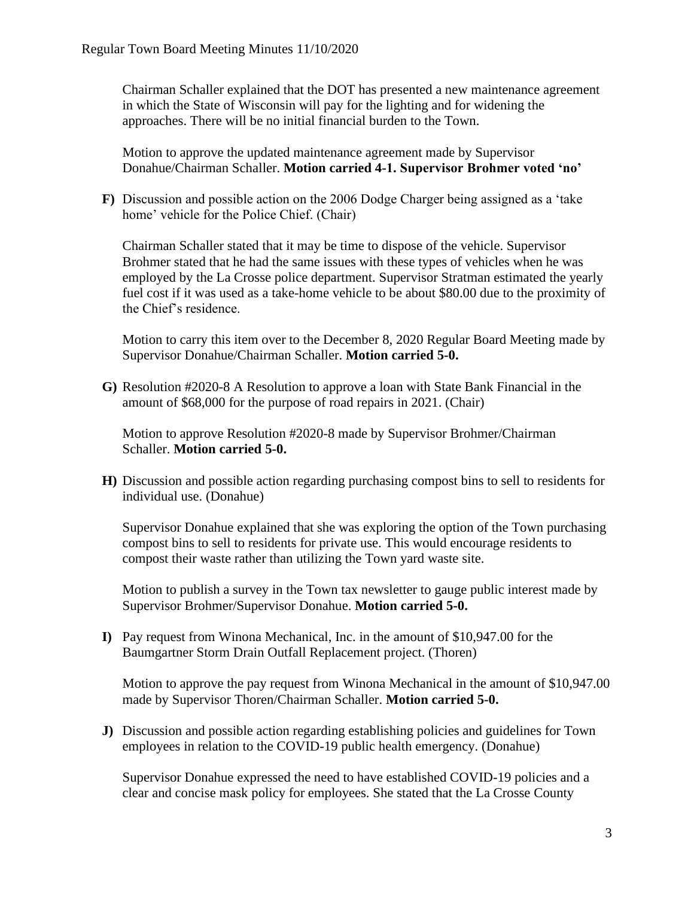Chairman Schaller explained that the DOT has presented a new maintenance agreement in which the State of Wisconsin will pay for the lighting and for widening the approaches. There will be no initial financial burden to the Town.

Motion to approve the updated maintenance agreement made by Supervisor Donahue/Chairman Schaller. **Motion carried 4-1. Supervisor Brohmer voted 'no'**

**F)** Discussion and possible action on the 2006 Dodge Charger being assigned as a 'take home' vehicle for the Police Chief. (Chair)

Chairman Schaller stated that it may be time to dispose of the vehicle. Supervisor Brohmer stated that he had the same issues with these types of vehicles when he was employed by the La Crosse police department. Supervisor Stratman estimated the yearly fuel cost if it was used as a take-home vehicle to be about $80.00 due to the proximity of the Chief's residence.

Motion to carry this item over to the December 8, 2020 Regular Board Meeting made by Supervisor Donahue/Chairman Schaller. **Motion carried 5-0.**

**G)** Resolution #2020-8 A Resolution to approve a loan with State Bank Financial in the amount of $68,000 for the purpose of road repairs in 2021. (Chair)

Motion to approve Resolution #2020-8 made by Supervisor Brohmer/Chairman Schaller. **Motion carried 5-0.**

**H)** Discussion and possible action regarding purchasing compost bins to sell to residents for individual use. (Donahue)

Supervisor Donahue explained that she was exploring the option of the Town purchasing compost bins to sell to residents for private use. This would encourage residents to compost their waste rather than utilizing the Town yard waste site.

Motion to publish a survey in the Town tax newsletter to gauge public interest made by Supervisor Brohmer/Supervisor Donahue. **Motion carried 5-0.**

**I)** Pay request from Winona Mechanical, Inc. in the amount of $10,947.00 for the Baumgartner Storm Drain Outfall Replacement project. (Thoren)

Motion to approve the pay request from Winona Mechanical in the amount of $10,947.00 made by Supervisor Thoren/Chairman Schaller. **Motion carried 5-0.**

**J)** Discussion and possible action regarding establishing policies and guidelines for Town employees in relation to the COVID-19 public health emergency. (Donahue)

Supervisor Donahue expressed the need to have established COVID-19 policies and a clear and concise mask policy for employees. She stated that the La Crosse County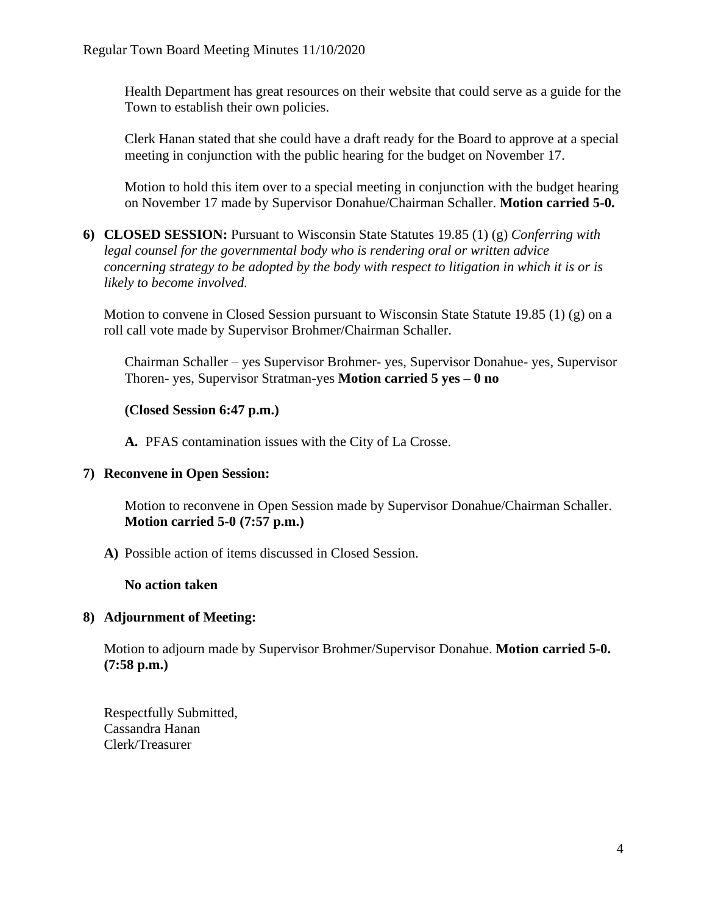Health Department has great resources on their website that could serve as a guide for the Town to establish their own policies.

Clerk Hanan stated that she could have a draft ready for the Board to approve at a special meeting in conjunction with the public hearing for the budget on November 17.

Motion to hold this item over to a special meeting in conjunction with the budget hearing on November 17 made by Supervisor Donahue/Chairman Schaller. **Motion carried 5-0.**

**6) CLOSED SESSION:** Pursuant to Wisconsin State Statutes 19.85 (1) (g) *Conferring with legal counsel for the governmental body who is rendering oral or written advice concerning strategy to be adopted by the body with respect to litigation in which it is or is likely to become involved.*

Motion to convene in Closed Session pursuant to Wisconsin State Statute 19.85 (1) (g) on a roll call vote made by Supervisor Brohmer/Chairman Schaller.

Chairman Schaller – yes Supervisor Brohmer- yes, Supervisor Donahue- yes, Supervisor Thoren- yes, Supervisor Stratman-yes **Motion carried 5 yes – 0 no**

**(Closed Session 6:47 p.m.)**

**A.** PFAS contamination issues with the City of La Crosse.

**7) Reconvene in Open Session:**

Motion to reconvene in Open Session made by Supervisor Donahue/Chairman Schaller. **Motion carried 5-0 (7:57 p.m.)**

**A)** Possible action of items discussed in Closed Session.

**No action taken**

**8) Adjournment of Meeting:**

Motion to adjourn made by Supervisor Brohmer/Supervisor Donahue. **Motion carried 5-0. (7:58 p.m.)**

Respectfully Submitted,
Cassandra Hanan
Clerk/Treasurer